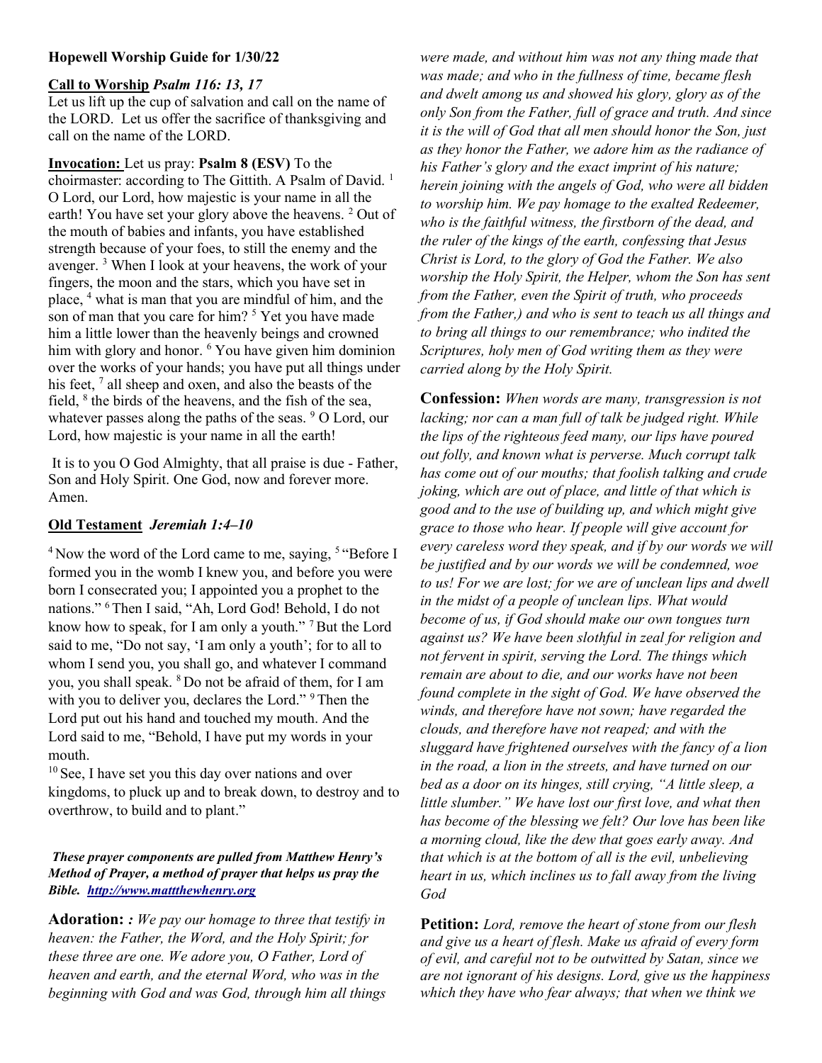**Hopewell Worship Guide for 1/30/22**

**Call to Worship** ***Psalm 116: 13, 17***

Let us lift up the cup of salvation and call on the name of the LORD. Let us offer the sacrifice of thanksgiving and call on the name of the LORD.

**Invocation:** Let us pray: **Psalm 8 (ESV)** To the choirmaster: according to The Gittith. A Psalm of David. [1] O Lord, our Lord, how majestic is your name in all the earth! You have set your glory above the heavens. [2] Out of the mouth of babies and infants, you have established strength because of your foes, to still the enemy and the avenger. [3] When I look at your heavens, the work of your fingers, the moon and the stars, which you have set in place, [4] what is man that you are mindful of him, and the son of man that you care for him? [5] Yet you have made him a little lower than the heavenly beings and crowned him with glory and honor. [6] You have given him dominion over the works of your hands; you have put all things under his feet, [7] all sheep and oxen, and also the beasts of the field, [8] the birds of the heavens, and the fish of the sea, whatever passes along the paths of the seas. [9] O Lord, our Lord, how majestic is your name in all the earth!

It is to you O God Almighty, that all praise is due - Father, Son and Holy Spirit. One God, now and forever more. Amen.

**Old Testament** ***Jeremiah 1:4–10***

[4] Now the word of the Lord came to me, saying, [5] "Before I formed you in the womb I knew you, and before you were born I consecrated you; I appointed you a prophet to the nations." [6] Then I said, "Ah, Lord God! Behold, I do not know how to speak, for I am only a youth." [7] But the Lord said to me, "Do not say, 'I am only a youth'; for to all to whom I send you, you shall go, and whatever I command you, you shall speak. [8] Do not be afraid of them, for I am with you to deliver you, declares the Lord." [9] Then the Lord put out his hand and touched my mouth. And the Lord said to me, "Behold, I have put my words in your mouth.

[10] See, I have set you this day over nations and over kingdoms, to pluck up and to break down, to destroy and to overthrow, to build and to plant."

***These prayer components are pulled from Matthew Henry's Method of Prayer, a method of prayer that helps us pray the Bible. [http://www.mattthewhenry.org](http://www.mattthewhenry.org)***

**Adoration:** *: We pay our homage to three that testify in heaven: the Father, the Word, and the Holy Spirit; for these three are one. We adore you, O Father, Lord of heaven and earth, and the eternal Word, who was in the beginning with God and was God, through him all things were made, and without him was not any thing made that was made; and who in the fullness of time, became flesh and dwelt among us and showed his glory, glory as of the only Son from the Father, full of grace and truth. And since it is the will of God that all men should honor the Son, just as they honor the Father, we adore him as the radiance of his Father's glory and the exact imprint of his nature; herein joining with the angels of God, who were all bidden to worship him. We pay homage to the exalted Redeemer, who is the faithful witness, the firstborn of the dead, and the ruler of the kings of the earth, confessing that Jesus Christ is Lord, to the glory of God the Father. We also worship the Holy Spirit, the Helper, whom the Son has sent from the Father, even the Spirit of truth, who proceeds from the Father,) and who is sent to teach us all things and to bring all things to our remembrance; who indited the Scriptures, holy men of God writing them as they were carried along by the Holy Spirit.*

**Confession:** *When words are many, transgression is not lacking; nor can a man full of talk be judged right. While the lips of the righteous feed many, our lips have poured out folly, and known what is perverse. Much corrupt talk has come out of our mouths; that foolish talking and crude joking, which are out of place, and little of that which is good and to the use of building up, and which might give grace to those who hear. If people will give account for every careless word they speak, and if by our words we will be justified and by our words we will be condemned, woe to us! For we are lost; for we are of unclean lips and dwell in the midst of a people of unclean lips. What would become of us, if God should make our own tongues turn against us? We have been slothful in zeal for religion and not fervent in spirit, serving the Lord. The things which remain are about to die, and our works have not been found complete in the sight of God. We have observed the winds, and therefore have not sown; have regarded the clouds, and therefore have not reaped; and with the sluggard have frightened ourselves with the fancy of a lion in the road, a lion in the streets, and have turned on our bed as a door on its hinges, still crying, "A little sleep, a little slumber." We have lost our first love, and what then has become of the blessing we felt? Our love has been like a morning cloud, like the dew that goes early away. And that which is at the bottom of all is the evil, unbelieving heart in us, which inclines us to fall away from the living God*

**Petition:** *Lord, remove the heart of stone from our flesh and give us a heart of flesh. Make us afraid of every form of evil, and careful not to be outwitted by Satan, since we are not ignorant of his designs. Lord, give us the happiness which they have who fear always; that when we think we*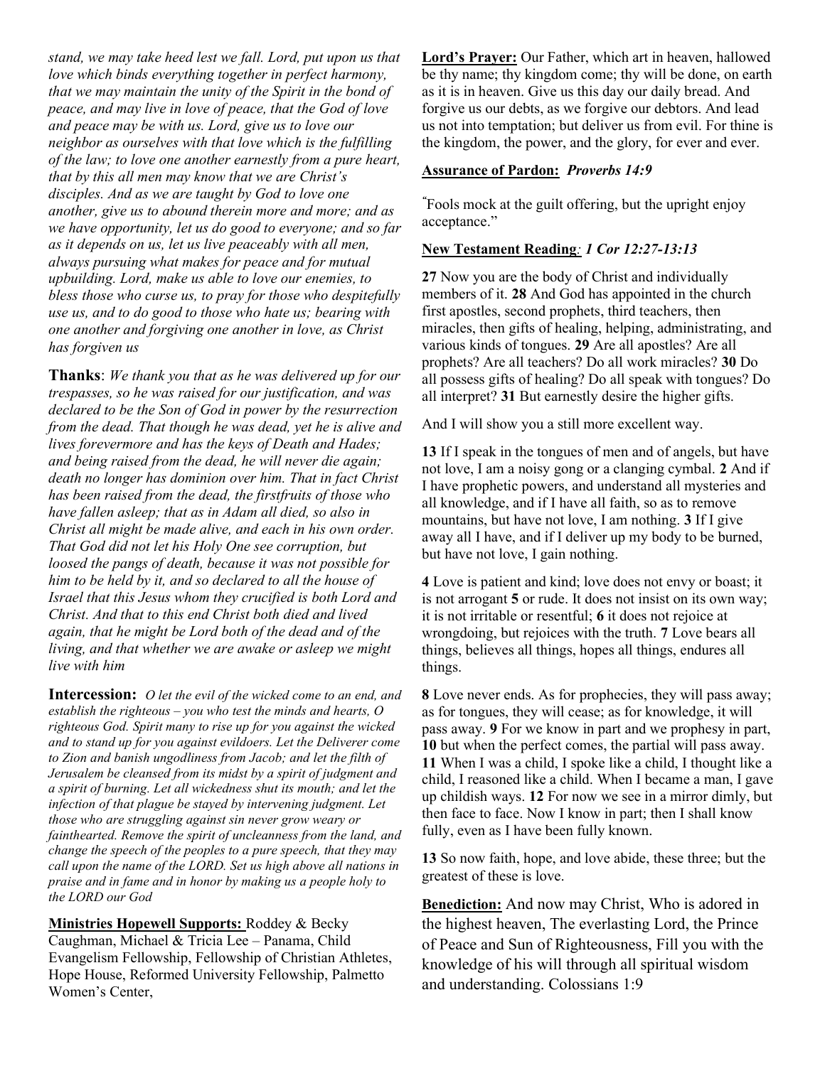*stand, we may take heed lest we fall. Lord, put upon us that love which binds everything together in perfect harmony, that we may maintain the unity of the Spirit in the bond of peace, and may live in love of peace, that the God of love and peace may be with us. Lord, give us to love our neighbor as ourselves with that love which is the fulfilling of the law; to love one another earnestly from a pure heart, that by this all men may know that we are Christ's disciples. And as we are taught by God to love one another, give us to abound therein more and more; and as we have opportunity, let us do good to everyone; and so far as it depends on us, let us live peaceably with all men, always pursuing what makes for peace and for mutual upbuilding. Lord, make us able to love our enemies, to bless those who curse us, to pray for those who despitefully use us, and to do good to those who hate us; bearing with one another and forgiving one another in love, as Christ has forgiven us*

**Thanks**: *We thank you that as he was delivered up for our trespasses, so he was raised for our justification, and was declared to be the Son of God in power by the resurrection from the dead. That though he was dead, yet he is alive and lives forevermore and has the keys of Death and Hades; and being raised from the dead, he will never die again; death no longer has dominion over him. That in fact Christ has been raised from the dead, the firstfruits of those who have fallen asleep; that as in Adam all died, so also in Christ all might be made alive, and each in his own order. That God did not let his Holy One see corruption, but loosed the pangs of death, because it was not possible for him to be held by it, and so declared to all the house of Israel that this Jesus whom they crucified is both Lord and Christ. And that to this end Christ both died and lived again, that he might be Lord both of the dead and of the living, and that whether we are awake or asleep we might live with him*

**Intercession:** *O let the evil of the wicked come to an end, and establish the righteous – you who test the minds and hearts, O righteous God. Spirit many to rise up for you against the wicked and to stand up for you against evildoers. Let the Deliverer come to Zion and banish ungodliness from Jacob; and let the filth of Jerusalem be cleansed from its midst by a spirit of judgment and a spirit of burning. Let all wickedness shut its mouth; and let the infection of that plague be stayed by intervening judgment. Let those who are struggling against sin never grow weary or fainthearted. Remove the spirit of uncleanness from the land, and change the speech of the peoples to a pure speech, that they may call upon the name of the LORD. Set us high above all nations in praise and in fame and in honor by making us a people holy to the LORD our God*

**Ministries Hopewell Supports:** Roddey & Becky Caughman, Michael & Tricia Lee – Panama, Child Evangelism Fellowship, Fellowship of Christian Athletes, Hope House, Reformed University Fellowship, Palmetto Women's Center,

**Lord's Prayer:** Our Father, which art in heaven, hallowed be thy name; thy kingdom come; thy will be done, on earth as it is in heaven. Give us this day our daily bread. And forgive us our debts, as we forgive our debtors. And lead us not into temptation; but deliver us from evil. For thine is the kingdom, the power, and the glory, for ever and ever.

**Assurance of Pardon:** ***Proverbs 14:9***

"Fools mock at the guilt offering, but the upright enjoy acceptance."

**New Testament Reading***: 1 Cor 12:27-13:13*

**27** Now you are the body of Christ and individually members of it. **28** And God has appointed in the church first apostles, second prophets, third teachers, then miracles, then gifts of healing, helping, administrating, and various kinds of tongues. **29** Are all apostles? Are all prophets? Are all teachers? Do all work miracles? **30** Do all possess gifts of healing? Do all speak with tongues? Do all interpret? **31** But earnestly desire the higher gifts.

And I will show you a still more excellent way.

**13** If I speak in the tongues of men and of angels, but have not love, I am a noisy gong or a clanging cymbal. **2** And if I have prophetic powers, and understand all mysteries and all knowledge, and if I have all faith, so as to remove mountains, but have not love, I am nothing. **3** If I give away all I have, and if I deliver up my body to be burned, but have not love, I gain nothing.

**4** Love is patient and kind; love does not envy or boast; it is not arrogant **5** or rude. It does not insist on its own way; it is not irritable or resentful; **6** it does not rejoice at wrongdoing, but rejoices with the truth. **7** Love bears all things, believes all things, hopes all things, endures all things.

**8** Love never ends. As for prophecies, they will pass away; as for tongues, they will cease; as for knowledge, it will pass away. **9** For we know in part and we prophesy in part, **10** but when the perfect comes, the partial will pass away. **11** When I was a child, I spoke like a child, I thought like a child, I reasoned like a child. When I became a man, I gave up childish ways. **12** For now we see in a mirror dimly, but then face to face. Now I know in part; then I shall know fully, even as I have been fully known.

**13** So now faith, hope, and love abide, these three; but the greatest of these is love.

**Benediction:** And now may Christ, Who is adored in the highest heaven, The everlasting Lord, the Prince of Peace and Sun of Righteousness, Fill you with the knowledge of his will through all spiritual wisdom and understanding. Colossians 1:9